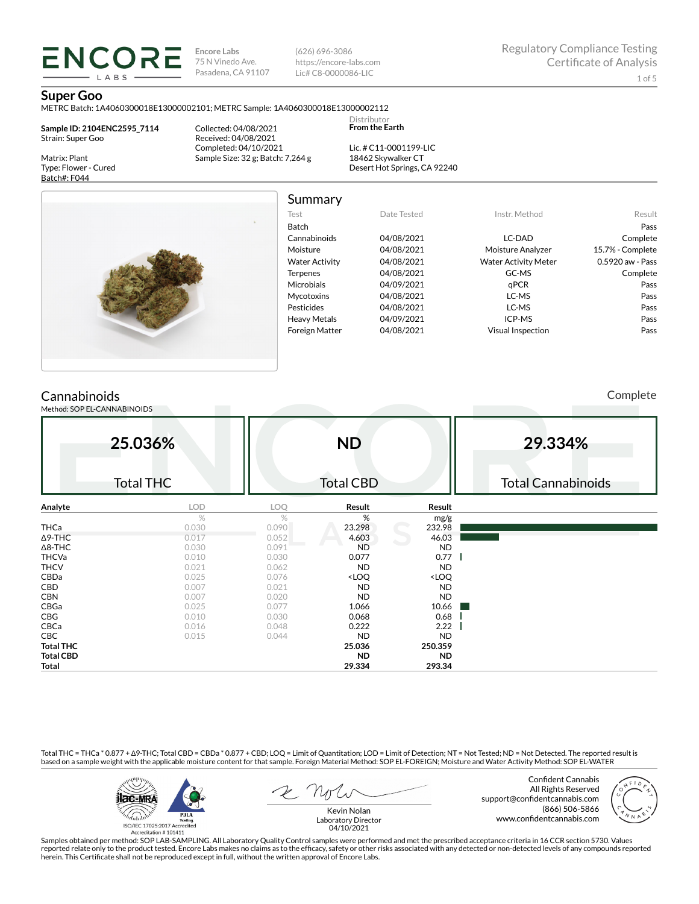ENCORE LABS

Encore Labs
75 N Vinedo Ave.
Pasadena, CA 91107

(626) 696-3086
https://encore-labs.com
Lic# C8-0000086-LIC

Regulatory Compliance Testing
Certificate of Analysis

# Super Goo

METRC Batch: 1A4060300018E13000002101; METRC Sample: 1A4060300018E13000002112

**Sample ID: 2104ENC2595_7114**
Strain: Super Goo

Matrix: Plant
Type: Flower - Cured
Batch#: F044

Collected: 04/08/2021
Received: 04/08/2021
Completed: 04/10/2021
Sample Size: 32 g; Batch: 7,264 g

Distributor
**From the Earth**

Lic. # C11-0001199-LIC
18462 Skywalker CT
Desert Hot Springs, CA 92240

## Summary

| Test | Date Tested | Instr. Method | Result |
|---|---|---|---|
| Batch | | | Pass |
| Cannabinoids | 04/08/2021 | LC-DAD | Complete |
| Moisture | 04/08/2021 | Moisture Analyzer | 15.7% - Complete |
| Water Activity | 04/08/2021 | Water Activity Meter | 0.5920 aw - Pass |
| Terpenes | 04/08/2021 | GC-MS | Complete |
| Microbials | 04/09/2021 | qPCR | Pass |
| Mycotoxins | 04/08/2021 | LC-MS | Pass |
| Pesticides | 04/08/2021 | LC-MS | Pass |
| Heavy Metals | 04/09/2021 | ICP-MS | Pass |
| Foreign Matter | 04/08/2021 | Visual Inspection | Pass |

## Cannabinoids

Complete

Method: SOP EL-CANNABINOIDS

| 25.036% | ND | 29.334% |
|---|---|---|
| Total THC | Total CBD | Total Cannabinoids |

| Analyte | LOD | LOQ | Result | Result |
|---|---|---|---|---|
| | % | % | % | mg/g |
| THCa | 0.030 | 0.090 | 23.298 | 232.98 |
| Δ9-THC | 0.017 | 0.052 | 4.603 | 46.03 |
| Δ8-THC | 0.030 | 0.091 | ND | ND |
| THCVa | 0.010 | 0.030 | 0.077 | 0.77 |
| THCV | 0.021 | 0.062 | ND | ND |
| CBDa | 0.025 | 0.076 | <LOQ | <LOQ |
| CBD | 0.007 | 0.021 | ND | ND |
| CBN | 0.007 | 0.020 | ND | ND |
| CBGa | 0.025 | 0.077 | 1.066 | 10.66 |
| CBG | 0.010 | 0.030 | 0.068 | 0.68 |
| CBCa | 0.016 | 0.048 | 0.222 | 2.22 |
| CBC | 0.015 | 0.044 | ND | ND |
| **Total THC** | | | **25.036** | **250.359** |
| **Total CBD** | | | **ND** | **ND** |
| **Total** | | | **29.334** | **293.34** |

Total THC = THCa * 0.877 + Δ9-THC; Total CBD = CBDa * 0.877 + CBD; LOQ = Limit of Quantitation; LOD = Limit of Detection; NT = Not Tested; ND = Not Detected. The reported result is based on a sample weight with the applicable moisture content for that sample. Foreign Material Method: SOP EL-FOREIGN; Moisture and Water Activity Method: SOP EL-WATER

ISO/IEC 17025:2017 Accredited
Accreditation # 101411

Kevin Nolan
Laboratory Director
04/10/2021

Confident Cannabis
All Rights Reserved
support@confidentcannabis.com
(866) 506-5866
www.confidentcannabis.com

Samples obtained per method: SOP LAB-SAMPLING. All Laboratory Quality Control samples were performed and met the prescribed acceptance criteria in 16 CCR section 5730. Values reported relate only to the product tested. Encore Labs makes no claims as to the efficacy, safety or other risks associated with any detected or non-detected levels of any compounds reported herein. This Certificate shall not be reproduced except in full, without the written approval of Encore Labs.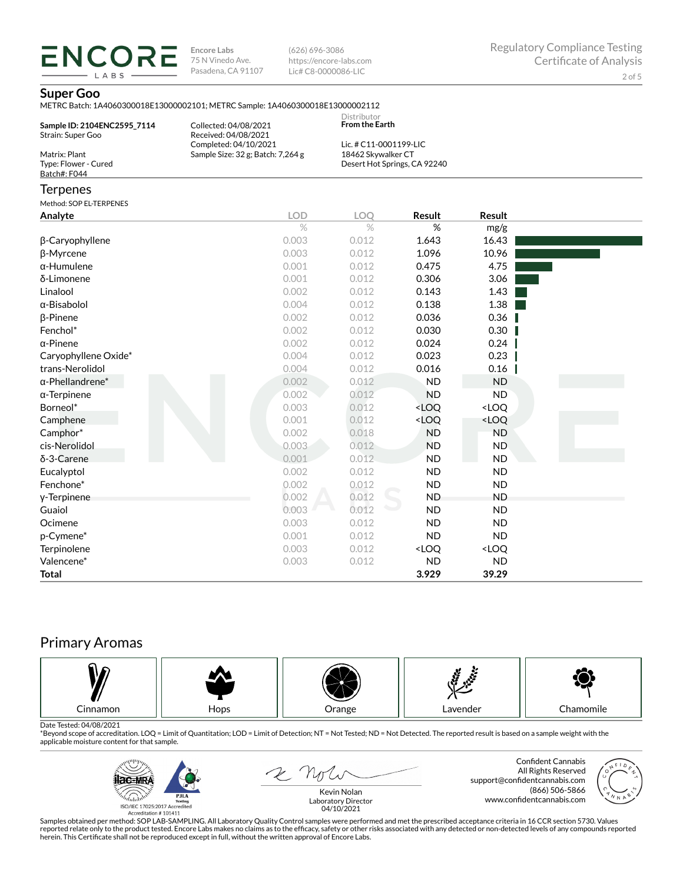**ENCORE LABS**

**Encore Labs**
75 N Vinedo Ave.
Pasadena, CA 91107

(626) 696-3086
https://encore-labs.com
Lic# C8-0000086-LIC

Regulatory Compliance Testing
Certificate of Analysis

## Super Goo

METRC Batch: 1A4060300018E13000002101; METRC Sample: 1A4060300018E13000002112

**Sample ID: 2104ENC2595_7114**
Strain: Super Goo

Matrix: Plant
Type: Flower - Cured
Batch#: F044

Collected: 04/08/2021
Received: 04/08/2021
Completed: 04/10/2021
Sample Size: 32 g; Batch: 7,264 g

Distributor
**From the Earth**

Lic. # C11-0001199-LIC
18462 Skywalker CT
Desert Hot Springs, CA 92240

## Terpenes

Method: SOP EL-TERPENES

| Analyte | LOD | LOQ | Result | Result |
|---|---|---|---|---|
| | % | % | % | mg/g |
| β-Caryophyllene | 0.003 | 0.012 | 1.643 | 16.43 |
| β-Myrcene | 0.003 | 0.012 | 1.096 | 10.96 |
| α-Humulene | 0.001 | 0.012 | 0.475 | 4.75 |
| δ-Limonene | 0.001 | 0.012 | 0.306 | 3.06 |
| Linalool | 0.002 | 0.012 | 0.143 | 1.43 |
| α-Bisabolol | 0.004 | 0.012 | 0.138 | 1.38 |
| β-Pinene | 0.002 | 0.012 | 0.036 | 0.36 |
| Fenchol* | 0.002 | 0.012 | 0.030 | 0.30 |
| α-Pinene | 0.002 | 0.012 | 0.024 | 0.24 |
| Caryophyllene Oxide* | 0.004 | 0.012 | 0.023 | 0.23 |
| trans-Nerolidol | 0.004 | 0.012 | 0.016 | 0.16 |
| α-Phellandrene* | 0.002 | 0.012 | ND | ND |
| α-Terpinene | 0.002 | 0.012 | ND | ND |
| Borneol* | 0.003 | 0.012 | <LOQ | <LOQ |
| Camphene | 0.001 | 0.012 | <LOQ | <LOQ |
| Camphor* | 0.002 | 0.018 | ND | ND |
| cis-Nerolidol | 0.003 | 0.012 | ND | ND |
| δ-3-Carene | 0.001 | 0.012 | ND | ND |
| Eucalyptol | 0.002 | 0.012 | ND | ND |
| Fenchone* | 0.002 | 0.012 | ND | ND |
| γ-Terpinene | 0.002 | 0.012 | ND | ND |
| Guaiol | 0.003 | 0.012 | ND | ND |
| Ocimene | 0.003 | 0.012 | ND | ND |
| p-Cymene* | 0.001 | 0.012 | ND | ND |
| Terpinolene | 0.003 | 0.012 | <LOQ | <LOQ |
| Valencene* | 0.003 | 0.012 | ND | ND |
| **Total** | | | **3.929** | **39.29** |

## Primary Aromas

Cinnamon | Hops | Orange | Lavender | Chamomile

Date Tested: 04/08/2021
*Beyond scope of accreditation. LOQ = Limit of Quantitation; LOD = Limit of Detection; NT = Not Tested; ND = Not Detected. The reported result is based on a sample weight with the applicable moisture content for that sample.

ISO/IEC 17025:2017 Accredited
Accreditation # 101411

Kevin Nolan
Laboratory Director
04/10/2021

Confident Cannabis
All Rights Reserved
support@confidentcannabis.com
(866) 506-5866
www.confidentcannabis.com

Samples obtained per method: SOP LAB-SAMPLING. All Laboratory Quality Control samples were performed and met the prescribed acceptance criteria in 16 CCR section 5730. Values reported relate only to the product tested. Encore Labs makes no claims as to the efficacy, safety or other risks associated with any detected or non-detected levels of any compounds reported herein. This Certificate shall not be reproduced except in full, without the written approval of Encore Labs.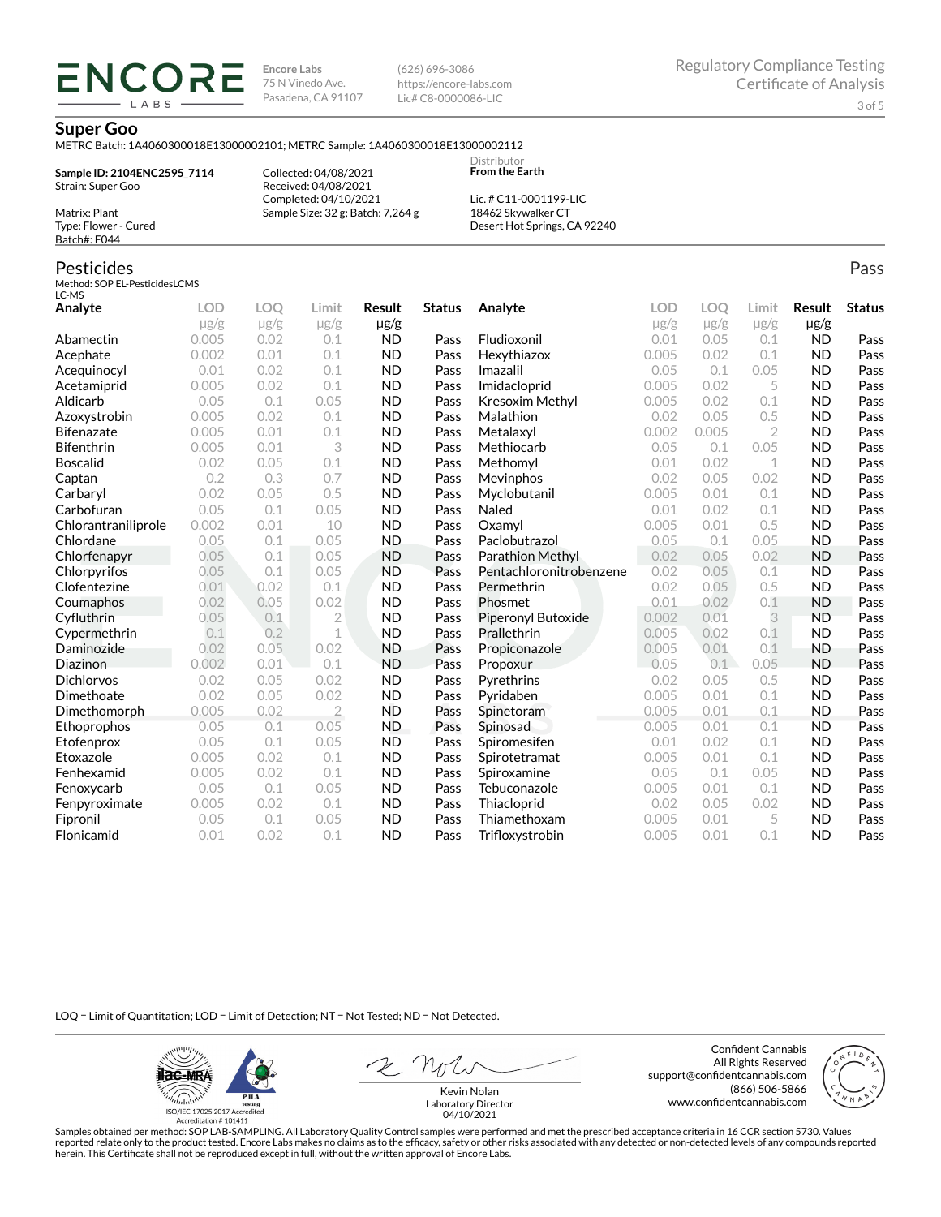**Encore Labs**
75 N Vinedo Ave.
Pasadena, CA 91107

(626) 696-3086
https://encore-labs.com
Lic# C8-0000086-LIC

Regulatory Compliance Testing
Certificate of Analysis

# Super Goo

METRC Batch: 1A4060300018E13000002101; METRC Sample: 1A4060300018E13000002112

**Sample ID: 2104ENC2595_7114**
Strain: Super Goo

Matrix: Plant
Type: Flower - Cured
Batch#: F044

Collected: 04/08/2021
Received: 04/08/2021
Completed: 04/10/2021
Sample Size: 32 g; Batch: 7,264 g

Distributor
**From the Earth**

Lic. # C11-0001199-LIC
18462 Skywalker CT
Desert Hot Springs, CA 92240

## Pesticides

Pass

Method: SOP EL-PesticidesLCMS
LC-MS

| Analyte | LOD | LOQ | Limit | Result | Status |
|---|---|---|---|---|---|
| | μg/g | μg/g | μg/g | μg/g | |
| Abamectin | 0.005 | 0.02 | 0.1 | ND | Pass |
| Acephate | 0.002 | 0.01 | 0.1 | ND | Pass |
| Acequinocyl | 0.01 | 0.02 | 0.1 | ND | Pass |
| Acetamiprid | 0.005 | 0.02 | 0.1 | ND | Pass |
| Aldicarb | 0.05 | 0.1 | 0.05 | ND | Pass |
| Azoxystrobin | 0.005 | 0.02 | 0.1 | ND | Pass |
| Bifenazate | 0.005 | 0.01 | 0.1 | ND | Pass |
| Bifenthrin | 0.005 | 0.01 | 3 | ND | Pass |
| Boscalid | 0.02 | 0.05 | 0.1 | ND | Pass |
| Captan | 0.2 | 0.3 | 0.7 | ND | Pass |
| Carbaryl | 0.02 | 0.05 | 0.5 | ND | Pass |
| Carbofuran | 0.05 | 0.1 | 0.05 | ND | Pass |
| Chlorantraniliprole | 0.002 | 0.01 | 10 | ND | Pass |
| Chlordane | 0.05 | 0.1 | 0.05 | ND | Pass |
| Chlorfenapyr | 0.05 | 0.1 | 0.05 | ND | Pass |
| Chlorpyrifos | 0.05 | 0.1 | 0.05 | ND | Pass |
| Clofentezine | 0.01 | 0.02 | 0.1 | ND | Pass |
| Coumaphos | 0.02 | 0.05 | 0.02 | ND | Pass |
| Cyfluthrin | 0.05 | 0.1 | 2 | ND | Pass |
| Cypermethrin | 0.1 | 0.2 | 1 | ND | Pass |
| Daminozide | 0.02 | 0.05 | 0.02 | ND | Pass |
| Diazinon | 0.002 | 0.01 | 0.1 | ND | Pass |
| Dichlorvos | 0.02 | 0.05 | 0.02 | ND | Pass |
| Dimethoate | 0.02 | 0.05 | 0.02 | ND | Pass |
| Dimethomorph | 0.005 | 0.02 | 2 | ND | Pass |
| Ethoprophos | 0.05 | 0.1 | 0.05 | ND | Pass |
| Etofenprox | 0.05 | 0.1 | 0.05 | ND | Pass |
| Etoxazole | 0.005 | 0.02 | 0.1 | ND | Pass |
| Fenhexamid | 0.005 | 0.02 | 0.1 | ND | Pass |
| Fenoxycarb | 0.05 | 0.1 | 0.05 | ND | Pass |
| Fenpyroximate | 0.005 | 0.02 | 0.1 | ND | Pass |
| Fipronil | 0.05 | 0.1 | 0.05 | ND | Pass |
| Flonicamid | 0.01 | 0.02 | 0.1 | ND | Pass |
| Fludioxonil | 0.01 | 0.05 | 0.1 | ND | Pass |
| Hexythiazox | 0.005 | 0.02 | 0.1 | ND | Pass |
| Imazalil | 0.05 | 0.1 | 0.05 | ND | Pass |
| Imidacloprid | 0.005 | 0.02 | 5 | ND | Pass |
| Kresoxim Methyl | 0.005 | 0.02 | 0.1 | ND | Pass |
| Malathion | 0.02 | 0.05 | 0.5 | ND | Pass |
| Metalaxyl | 0.002 | 0.005 | 2 | ND | Pass |
| Methiocarb | 0.05 | 0.1 | 0.05 | ND | Pass |
| Methomyl | 0.01 | 0.02 | 1 | ND | Pass |
| Mevinphos | 0.02 | 0.05 | 0.02 | ND | Pass |
| Myclobutanil | 0.005 | 0.01 | 0.1 | ND | Pass |
| Naled | 0.01 | 0.02 | 0.1 | ND | Pass |
| Oxamyl | 0.005 | 0.01 | 0.5 | ND | Pass |
| Paclobutrazol | 0.05 | 0.1 | 0.05 | ND | Pass |
| Parathion Methyl | 0.02 | 0.05 | 0.02 | ND | Pass |
| Pentachloronitrobenzene | 0.02 | 0.05 | 0.1 | ND | Pass |
| Permethrin | 0.02 | 0.05 | 0.5 | ND | Pass |
| Phosmet | 0.01 | 0.02 | 0.1 | ND | Pass |
| Piperonyl Butoxide | 0.002 | 0.01 | 3 | ND | Pass |
| Prallethrin | 0.005 | 0.02 | 0.1 | ND | Pass |
| Propiconazole | 0.005 | 0.01 | 0.1 | ND | Pass |
| Propoxur | 0.05 | 0.1 | 0.05 | ND | Pass |
| Pyrethrins | 0.02 | 0.05 | 0.5 | ND | Pass |
| Pyridaben | 0.005 | 0.01 | 0.1 | ND | Pass |
| Spinetoram | 0.005 | 0.01 | 0.1 | ND | Pass |
| Spinosad | 0.005 | 0.01 | 0.1 | ND | Pass |
| Spiromesifen | 0.01 | 0.02 | 0.1 | ND | Pass |
| Spirotetramat | 0.005 | 0.01 | 0.1 | ND | Pass |
| Spiroxamine | 0.05 | 0.1 | 0.05 | ND | Pass |
| Tebuconazole | 0.005 | 0.01 | 0.1 | ND | Pass |
| Thiacloprid | 0.02 | 0.05 | 0.02 | ND | Pass |
| Thiamethoxam | 0.005 | 0.01 | 5 | ND | Pass |
| Trifloxystrobin | 0.005 | 0.01 | 0.1 | ND | Pass |

LOQ = Limit of Quantitation; LOD = Limit of Detection; NT = Not Tested; ND = Not Detected.

ISO/IEC 17025:2017 Accredited
Accreditation # 101411

Kevin Nolan
Laboratory Director
04/10/2021

Confident Cannabis
All Rights Reserved
support@confidentcannabis.com
(866) 506-5866
www.confidentcannabis.com

Samples obtained per method: SOP LAB-SAMPLING. All Laboratory Quality Control samples were performed and met the prescribed acceptance criteria in 16 CCR section 5730. Values reported relate only to the product tested. Encore Labs makes no claims as to the efficacy, safety or other risks associated with any detected or non-detected levels of any compounds reported herein. This Certificate shall not be reproduced except in full, without the written approval of Encore Labs.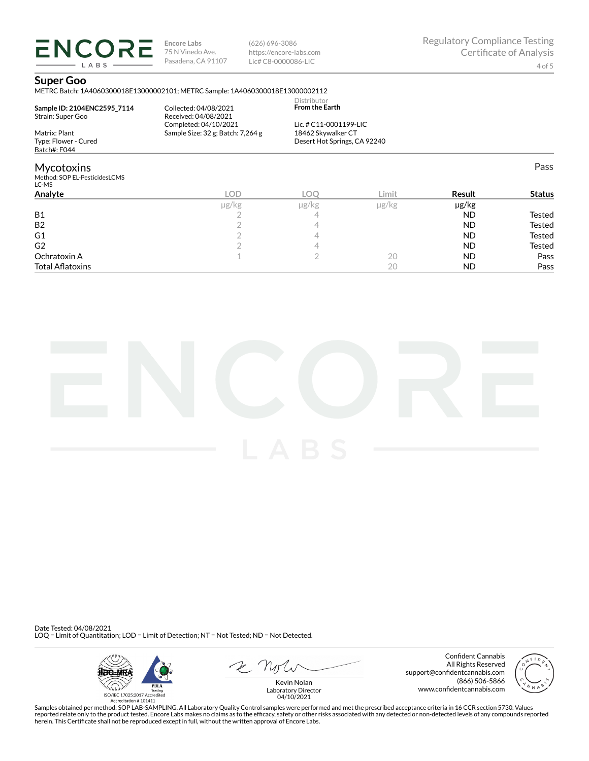**Encore Labs**
75 N Vinedo Ave.
Pasadena, CA 91107

(626) 696-3086
https://encore-labs.com
Lic# C8-0000086-LIC

Regulatory Compliance Testing
Certificate of Analysis

## Super Goo

METRC Batch: 1A4060300018E13000002101; METRC Sample: 1A4060300018E13000002112

**Sample ID: 2104ENC2595_7114**
Strain: Super Goo

Matrix: Plant
Type: Flower - Cured
Batch#: F044

Collected: 04/08/2021
Received: 04/08/2021
Completed: 04/10/2021
Sample Size: 32 g; Batch: 7,264 g

Distributor
**From the Earth**

Lic. # C11-0001199-LIC
18462 Skywalker CT
Desert Hot Springs, CA 92240

## Mycotoxins

Pass

Method: SOP EL-PesticidesLCMS
LC-MS

| Analyte | LOD | LOQ | Limit | Result | Status |
|---|---|---|---|---|---|
| | μg/kg | μg/kg | μg/kg | μg/kg | |
| B1 | 2 | 4 | | ND | Tested |
| B2 | 2 | 4 | | ND | Tested |
| G1 | 2 | 4 | | ND | Tested |
| G2 | 2 | 4 | | ND | Tested |
| Ochratoxin A | 1 | 2 | 20 | ND | Pass |
| Total Aflatoxins | | | 20 | ND | Pass |

Date Tested: 04/08/2021
LOQ = Limit of Quantitation; LOD = Limit of Detection; NT = Not Tested; ND = Not Detected.

ISO/IEC 17025:2017 Accredited
Accreditation # 101411

Kevin Nolan
Laboratory Director
04/10/2021

Confident Cannabis
All Rights Reserved
support@confidentcannabis.com
(866) 506-5866
www.confidentcannabis.com

Samples obtained per method: SOP LAB-SAMPLING. All Laboratory Quality Control samples were performed and met the prescribed acceptance criteria in 16 CCR section 5730. Values reported relate only to the product tested. Encore Labs makes no claims as to the efficacy, safety or other risks associated with any detected or non-detected levels of any compounds reported herein. This Certificate shall not be reproduced except in full, without the written approval of Encore Labs.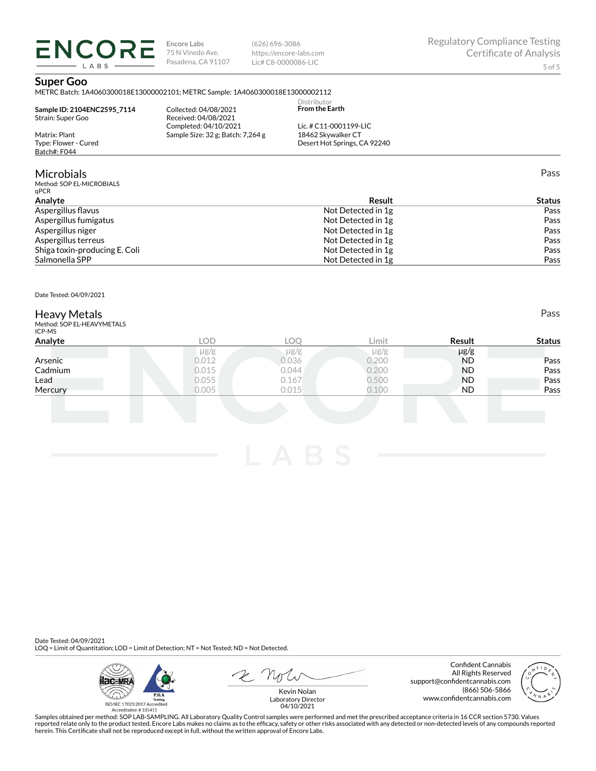**Encore Labs**
75 N Vinedo Ave.
Pasadena, CA 91107

(626) 696-3086
https://encore-labs.com
Lic# C8-0000086-LIC

Regulatory Compliance Testing
Certificate of Analysis

## Super Goo

METRC Batch: 1A4060300018E13000002101; METRC Sample: 1A4060300018E13000002112

**Sample ID: 2104ENC2595_7114**
Strain: Super Goo

Matrix: Plant
Type: Flower - Cured
Batch#: F044

Collected: 04/08/2021
Received: 04/08/2021
Completed: 04/10/2021
Sample Size: 32 g; Batch: 7,264 g

Distributor
**From the Earth**

Lic. # C11-0001199-LIC
18462 Skywalker CT
Desert Hot Springs, CA 92240

## Microbials

Pass

Method: SOP EL-MICROBIALS
qPCR

| Analyte | Result | Status |
|---|---|---|
| Aspergillus flavus | Not Detected in 1g | Pass |
| Aspergillus fumigatus | Not Detected in 1g | Pass |
| Aspergillus niger | Not Detected in 1g | Pass |
| Aspergillus terreus | Not Detected in 1g | Pass |
| Shiga toxin-producing E. Coli | Not Detected in 1g | Pass |
| Salmonella SPP | Not Detected in 1g | Pass |

Date Tested: 04/09/2021

## Heavy Metals

Pass

Method: SOP EL-HEAVYMETALS
ICP-MS

| Analyte | LOD | LOQ | Limit | Result | Status |
|---|---|---|---|---|---|
| | µg/g | µg/g | µg/g | µg/g | |
| Arsenic | 0.012 | 0.036 | 0.200 | ND | Pass |
| Cadmium | 0.015 | 0.044 | 0.200 | ND | Pass |
| Lead | 0.055 | 0.167 | 0.500 | ND | Pass |
| Mercury | 0.005 | 0.015 | 0.100 | ND | Pass |

Date Tested: 04/09/2021
LOQ = Limit of Quantitation; LOD = Limit of Detection; NT = Not Tested; ND = Not Detected.

ISO/IEC 17025:2017 Accredited
Accreditation # 101411

Kevin Nolan
Laboratory Director
04/10/2021

Confident Cannabis
All Rights Reserved
support@confidentcannabis.com
(866) 506-5866
www.confidentcannabis.com

Samples obtained per method: SOP LAB-SAMPLING. All Laboratory Quality Control samples were performed and met the prescribed acceptance criteria in 16 CCR section 5730. Values reported relate only to the product tested. Encore Labs makes no claims as to the efficacy, safety or other risks associated with any detected or non-detected levels of any compounds reported herein. This Certificate shall not be reproduced except in full, without the written approval of Encore Labs.